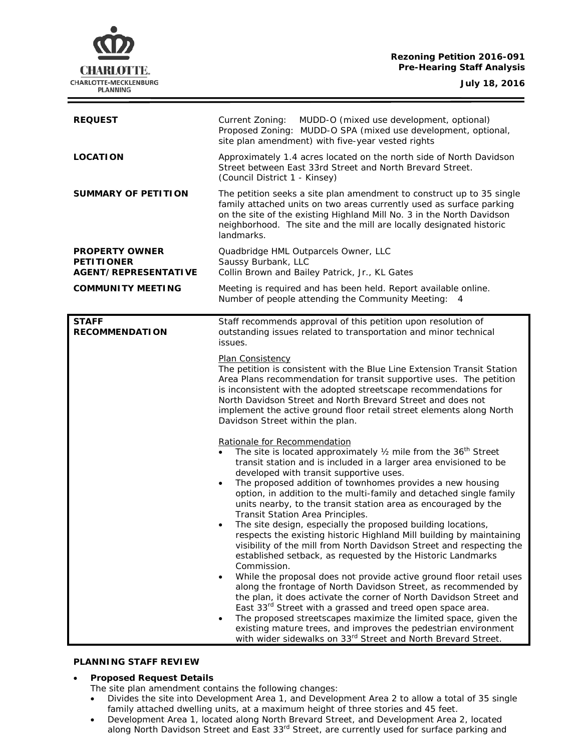**Rezoning Petition 2016-091**
**Pre-Hearing Staff Analysis**
**July 18, 2016**

| | |
|---|---|
| **REQUEST** | Current Zoning: MUDD-O (mixed use development, optional)<br>Proposed Zoning: MUDD-O SPA (mixed use development, optional, site plan amendment) with five-year vested rights |
| **LOCATION** | Approximately 1.4 acres located on the north side of North Davidson Street between East 33rd Street and North Brevard Street.<br>(Council District 1 - Kinsey) |
| **SUMMARY OF PETITION** | The petition seeks a site plan amendment to construct up to 35 single family attached units on two areas currently used as surface parking on the site of the existing Highland Mill No. 3 in the North Davidson neighborhood. The site and the mill are locally designated historic landmarks. |
| **PROPERTY OWNER**<br>**PETITIONER**<br>**AGENT/REPRESENTATIVE** | Quadbridge HML Outparcels Owner, LLC<br>Saussy Burbank, LLC<br>Collin Brown and Bailey Patrick, Jr., KL Gates |
| **COMMUNITY MEETING** | Meeting is required and has been held. Report available online.<br>Number of people attending the Community Meeting: 4 |

**STAFF RECOMMENDATION**

Staff recommends approval of this petition upon resolution of outstanding issues related to transportation and minor technical issues.

Plan Consistency

The petition is consistent with the Blue Line Extension Transit Station Area Plans recommendation for transit supportive uses. The petition is inconsistent with the adopted streetscape recommendations for North Davidson Street and North Brevard Street and does not implement the active ground floor retail street elements along North Davidson Street within the plan.

Rationale for Recommendation

- The site is located approximately ½ mile from the 36th Street transit station and is included in a larger area envisioned to be developed with transit supportive uses.
- The proposed addition of townhomes provides a new housing option, in addition to the multi-family and detached single family units nearby, to the transit station area as encouraged by the Transit Station Area Principles.
- The site design, especially the proposed building locations, respects the existing historic Highland Mill building by maintaining visibility of the mill from North Davidson Street and respecting the established setback, as requested by the Historic Landmarks Commission.
- While the proposal does not provide active ground floor retail uses along the frontage of North Davidson Street, as recommended by the plan, it does activate the corner of North Davidson Street and East 33rd Street with a grassed and treed open space area.
- The proposed streetscapes maximize the limited space, given the existing mature trees, and improves the pedestrian environment with wider sidewalks on 33rd Street and North Brevard Street.

**PLANNING STAFF REVIEW**

- **Proposed Request Details**
  The site plan amendment contains the following changes:
  - Divides the site into Development Area 1, and Development Area 2 to allow a total of 35 single family attached dwelling units, at a maximum height of three stories and 45 feet.
  - Development Area 1, located along North Brevard Street, and Development Area 2, located along North Davidson Street and East 33rd Street, are currently used for surface parking and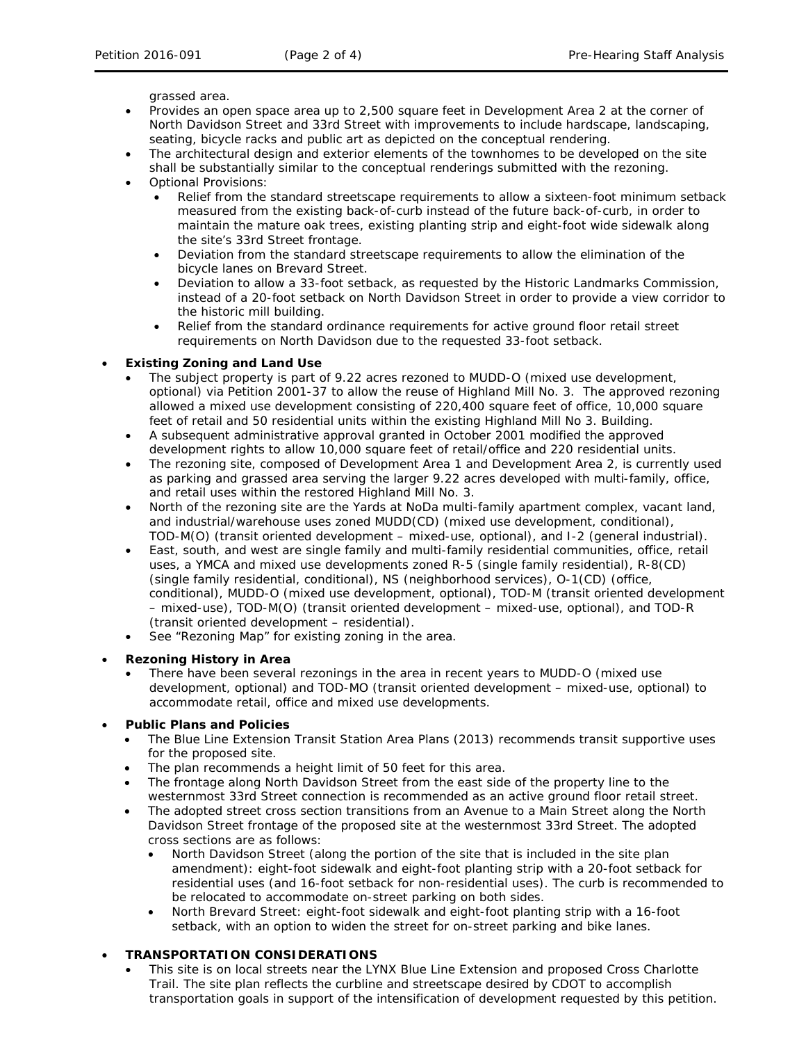grassed area.

- Provides an open space area up to 2,500 square feet in Development Area 2 at the corner of North Davidson Street and 33rd Street with improvements to include hardscape, landscaping, seating, bicycle racks and public art as depicted on the conceptual rendering.
- The architectural design and exterior elements of the townhomes to be developed on the site shall be substantially similar to the conceptual renderings submitted with the rezoning.
- Optional Provisions:
  - Relief from the standard streetscape requirements to allow a sixteen-foot minimum setback measured from the existing back-of-curb instead of the future back-of-curb, in order to maintain the mature oak trees, existing planting strip and eight-foot wide sidewalk along the site's 33rd Street frontage.
  - Deviation from the standard streetscape requirements to allow the elimination of the bicycle lanes on Brevard Street.
  - Deviation to allow a 33-foot setback, as requested by the Historic Landmarks Commission, instead of a 20-foot setback on North Davidson Street in order to provide a view corridor to the historic mill building.
  - Relief from the standard ordinance requirements for active ground floor retail street requirements on North Davidson due to the requested 33-foot setback.

- **Existing Zoning and Land Use**
  - The subject property is part of 9.22 acres rezoned to MUDD-O (mixed use development, optional) via Petition 2001-37 to allow the reuse of Highland Mill No. 3. The approved rezoning allowed a mixed use development consisting of 220,400 square feet of office, 10,000 square feet of retail and 50 residential units within the existing Highland Mill No 3. Building.
  - A subsequent administrative approval granted in October 2001 modified the approved development rights to allow 10,000 square feet of retail/office and 220 residential units.
  - The rezoning site, composed of Development Area 1 and Development Area 2, is currently used as parking and grassed area serving the larger 9.22 acres developed with multi-family, office, and retail uses within the restored Highland Mill No. 3.
  - North of the rezoning site are the Yards at NoDa multi-family apartment complex, vacant land, and industrial/warehouse uses zoned MUDD(CD) (mixed use development, conditional), TOD-M(O) (transit oriented development – mixed-use, optional), and I-2 (general industrial).
  - East, south, and west are single family and multi-family residential communities, office, retail uses, a YMCA and mixed use developments zoned R-5 (single family residential), R-8(CD) (single family residential, conditional), NS (neighborhood services), O-1(CD) (office, conditional), MUDD-O (mixed use development, optional), TOD-M (transit oriented development – mixed-use), TOD-M(O) (transit oriented development – mixed-use, optional), and TOD-R (transit oriented development – residential).
  - See "Rezoning Map" for existing zoning in the area.

- **Rezoning History in Area**
  - There have been several rezonings in the area in recent years to MUDD-O (mixed use development, optional) and TOD-MO (transit oriented development – mixed-use, optional) to accommodate retail, office and mixed use developments.

- **Public Plans and Policies**
  - The Blue Line Extension Transit Station Area Plans (2013) recommends transit supportive uses for the proposed site.
  - The plan recommends a height limit of 50 feet for this area.
  - The frontage along North Davidson Street from the east side of the property line to the westernmost 33rd Street connection is recommended as an active ground floor retail street.
  - The adopted street cross section transitions from an Avenue to a Main Street along the North Davidson Street frontage of the proposed site at the westernmost 33rd Street. The adopted cross sections are as follows:
    - North Davidson Street (along the portion of the site that is included in the site plan amendment): eight-foot sidewalk and eight-foot planting strip with a 20-foot setback for residential uses (and 16-foot setback for non-residential uses). The curb is recommended to be relocated to accommodate on-street parking on both sides.
    - North Brevard Street: eight-foot sidewalk and eight-foot planting strip with a 16-foot setback, with an option to widen the street for on-street parking and bike lanes.

- **TRANSPORTATION CONSIDERATIONS**
  - This site is on local streets near the LYNX Blue Line Extension and proposed Cross Charlotte Trail. The site plan reflects the curbline and streetscape desired by CDOT to accomplish transportation goals in support of the intensification of development requested by this petition.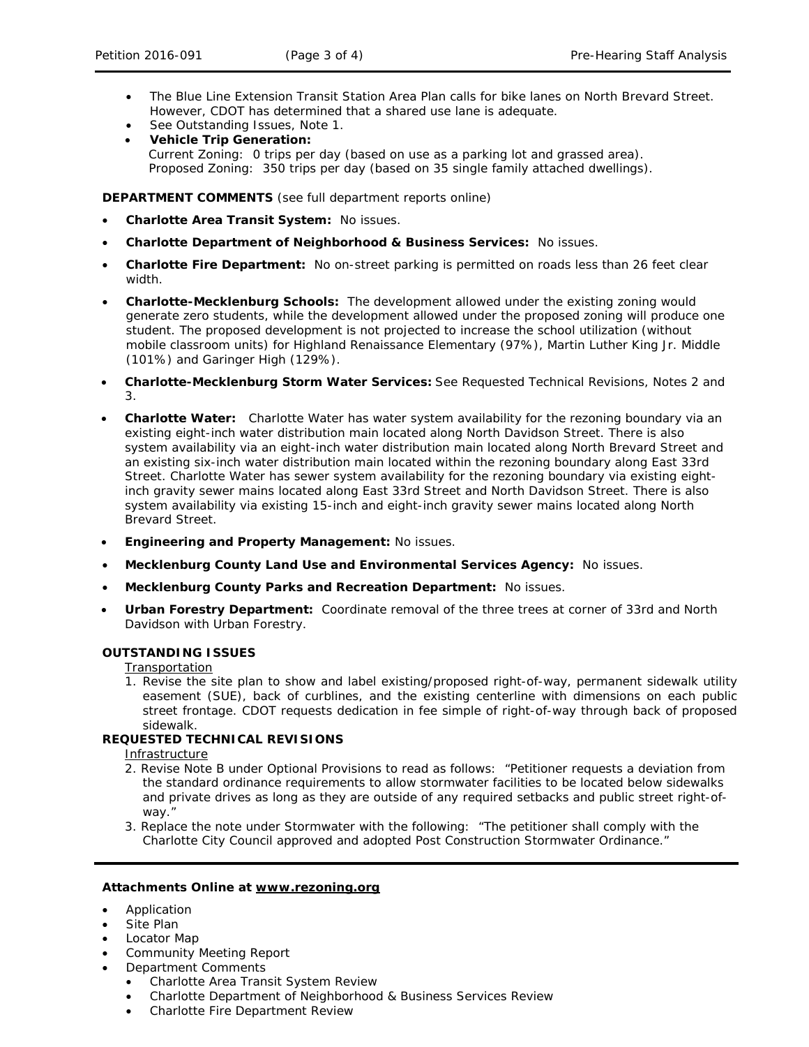- The Blue Line Extension Transit Station Area Plan calls for bike lanes on North Brevard Street. However, CDOT has determined that a shared use lane is adequate.
- See Outstanding Issues, Note 1.
- **Vehicle Trip Generation:**
  Current Zoning: 0 trips per day (based on use as a parking lot and grassed area).
  Proposed Zoning: 350 trips per day (based on 35 single family attached dwellings).

**DEPARTMENT COMMENTS** (see full department reports online)

- **Charlotte Area Transit System:** No issues.
- **Charlotte Department of Neighborhood & Business Services:** No issues.
- **Charlotte Fire Department:** No on-street parking is permitted on roads less than 26 feet clear width.
- **Charlotte-Mecklenburg Schools:** The development allowed under the existing zoning would generate zero students, while the development allowed under the proposed zoning will produce one student. The proposed development is not projected to increase the school utilization (without mobile classroom units) for Highland Renaissance Elementary (97%), Martin Luther King Jr. Middle (101%) and Garinger High (129%).
- **Charlotte-Mecklenburg Storm Water Services:** See Requested Technical Revisions, Notes 2 and 3.
- **Charlotte Water:** Charlotte Water has water system availability for the rezoning boundary via an existing eight-inch water distribution main located along North Davidson Street. There is also system availability via an eight-inch water distribution main located along North Brevard Street and an existing six-inch water distribution main located within the rezoning boundary along East 33rd Street. Charlotte Water has sewer system availability for the rezoning boundary via existing eight-inch gravity sewer mains located along East 33rd Street and North Davidson Street. There is also system availability via existing 15-inch and eight-inch gravity sewer mains located along North Brevard Street.
- **Engineering and Property Management:** No issues.
- **Mecklenburg County Land Use and Environmental Services Agency:** No issues.
- **Mecklenburg County Parks and Recreation Department:** No issues.
- **Urban Forestry Department:** Coordinate removal of the three trees at corner of 33rd and North Davidson with Urban Forestry.

**OUTSTANDING ISSUES**

Transportation

1. Revise the site plan to show and label existing/proposed right-of-way, permanent sidewalk utility easement (SUE), back of curblines, and the existing centerline with dimensions on each public street frontage. CDOT requests dedication in fee simple of right-of-way through back of proposed sidewalk.

**REQUESTED TECHNICAL REVISIONS**

Infrastructure

2. Revise Note B under Optional Provisions to read as follows: "Petitioner requests a deviation from the standard ordinance requirements to allow stormwater facilities to be located below sidewalks and private drives as long as they are outside of any required setbacks and public street right-of-way."
3. Replace the note under Stormwater with the following: "The petitioner shall comply with the Charlotte City Council approved and adopted Post Construction Stormwater Ordinance."

---

**Attachments Online at www.rezoning.org**

- Application
- Site Plan
- Locator Map
- Community Meeting Report
- Department Comments
  - Charlotte Area Transit System Review
  - Charlotte Department of Neighborhood & Business Services Review
  - Charlotte Fire Department Review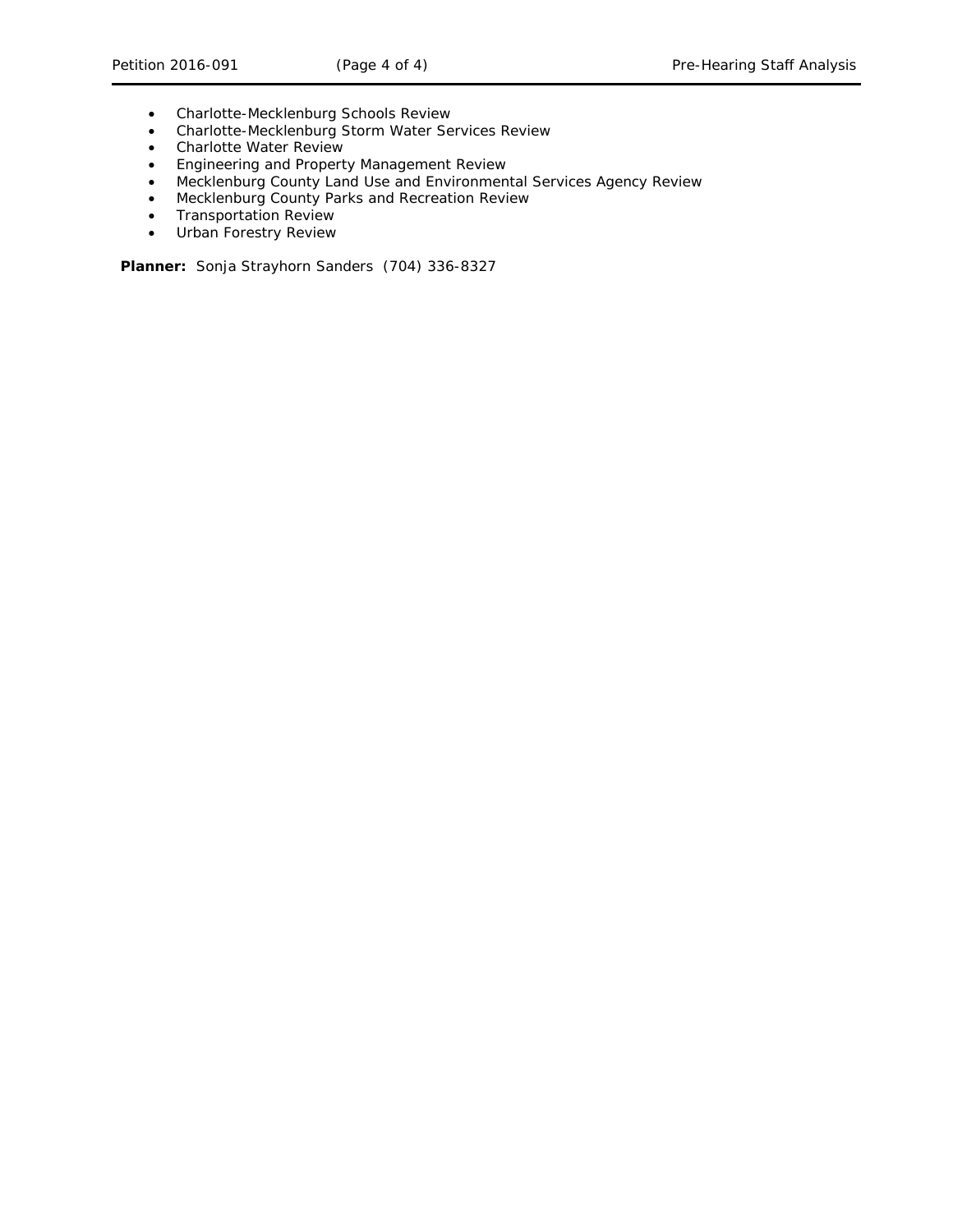- Charlotte-Mecklenburg Schools Review
- Charlotte-Mecklenburg Storm Water Services Review
- Charlotte Water Review
- Engineering and Property Management Review
- Mecklenburg County Land Use and Environmental Services Agency Review
- Mecklenburg County Parks and Recreation Review
- Transportation Review
- Urban Forestry Review

**Planner:** Sonja Strayhorn Sanders (704) 336-8327